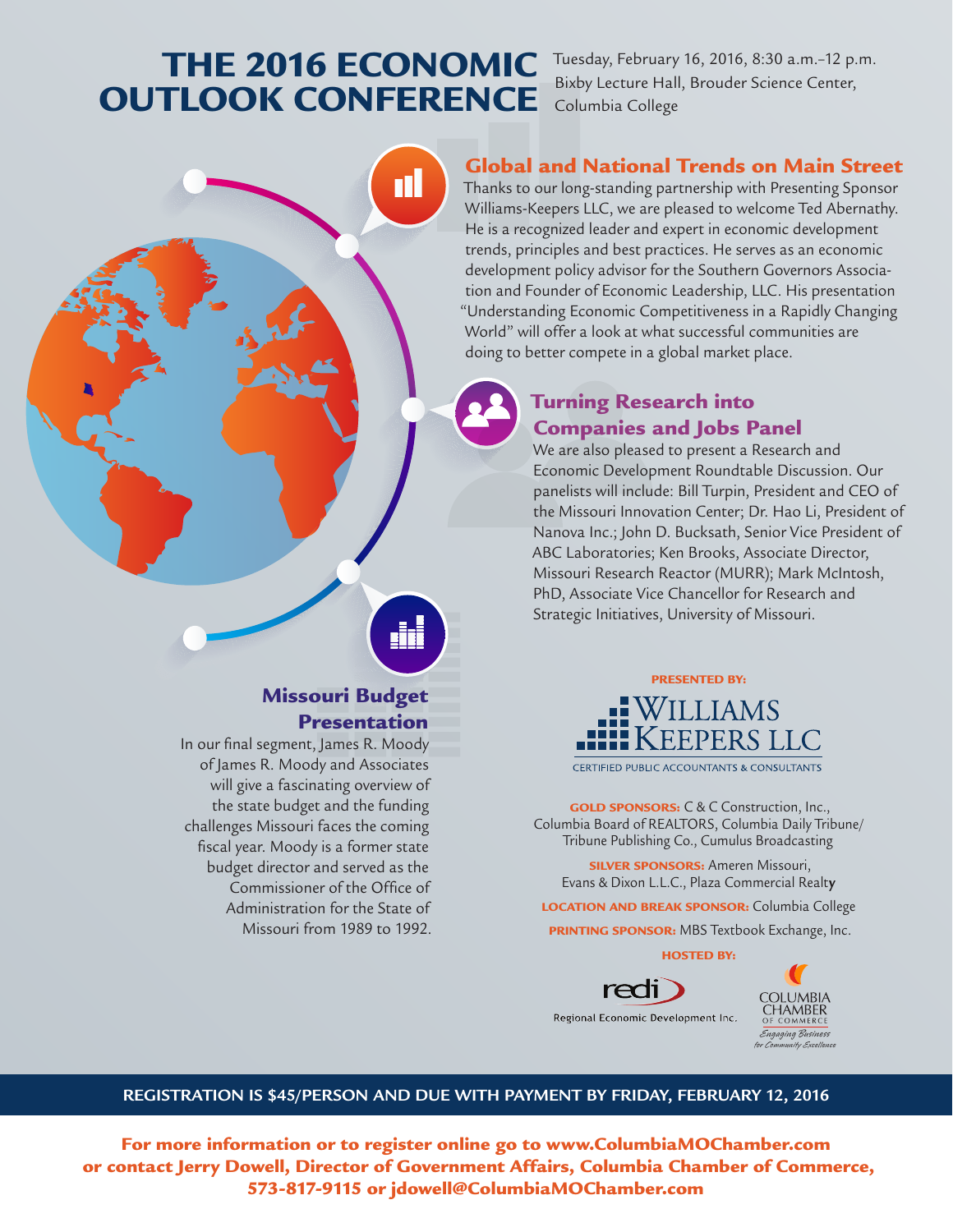# THE 2016 ECONOMIC OUTLOOK CONFERENCE

Tuesday, February 16, 2016, 8:30 a.m.–12 p.m.
Bixby Lecture Hall, Brouder Science Center,
Columbia College

## Global and National Trends on Main Street

Thanks to our long-standing partnership with Presenting Sponsor Williams-Keepers LLC, we are pleased to welcome Ted Abernathy. He is a recognized leader and expert in economic development trends, principles and best practices. He serves as an economic development policy advisor for the Southern Governors Association and Founder of Economic Leadership, LLC. His presentation "Understanding Economic Competitiveness in a Rapidly Changing World" will offer a look at what successful communities are doing to better compete in a global market place.

## Turning Research into Companies and Jobs Panel

We are also pleased to present a Research and Economic Development Roundtable Discussion. Our panelists will include: Bill Turpin, President and CEO of the Missouri Innovation Center; Dr. Hao Li, President of Nanova Inc.; John D. Bucksath, Senior Vice President of ABC Laboratories; Ken Brooks, Associate Director, Missouri Research Reactor (MURR); Mark McIntosh, PhD, Associate Vice Chancellor for Research and Strategic Initiatives, University of Missouri.

## Missouri Budget Presentation

In our final segment, James R. Moody of James R. Moody and Associates will give a fascinating overview of the state budget and the funding challenges Missouri faces the coming fiscal year. Moody is a former state budget director and served as the Commissioner of the Office of Administration for the State of Missouri from 1989 to 1992.

**PRESENTED BY:**

WILLIAMS KEEPERS LLC
CERTIFIED PUBLIC ACCOUNTANTS & CONSULTANTS

**GOLD SPONSORS:** C & C Construction, Inc., Columbia Board of REALTORS, Columbia Daily Tribune/ Tribune Publishing Co., Cumulus Broadcasting

**SILVER SPONSORS:** Ameren Missouri, Evans & Dixon L.L.C., Plaza Commercial Realty

**LOCATION AND BREAK SPONSOR:** Columbia College

**PRINTING SPONSOR:** MBS Textbook Exchange, Inc.

**HOSTED BY:**

redi — Regional Economic Development Inc.

Columbia Chamber of Commerce — *Engaging Business for Community Excellence*

**REGISTRATION IS $45/PERSON AND DUE WITH PAYMENT BY FRIDAY, FEBRUARY 12, 2016**

**For more information or to register online go to www.ColumbiaMOChamber.com or contact Jerry Dowell, Director of Government Affairs, Columbia Chamber of Commerce, 573-817-9115 or jdowell@ColumbiaMOChamber.com**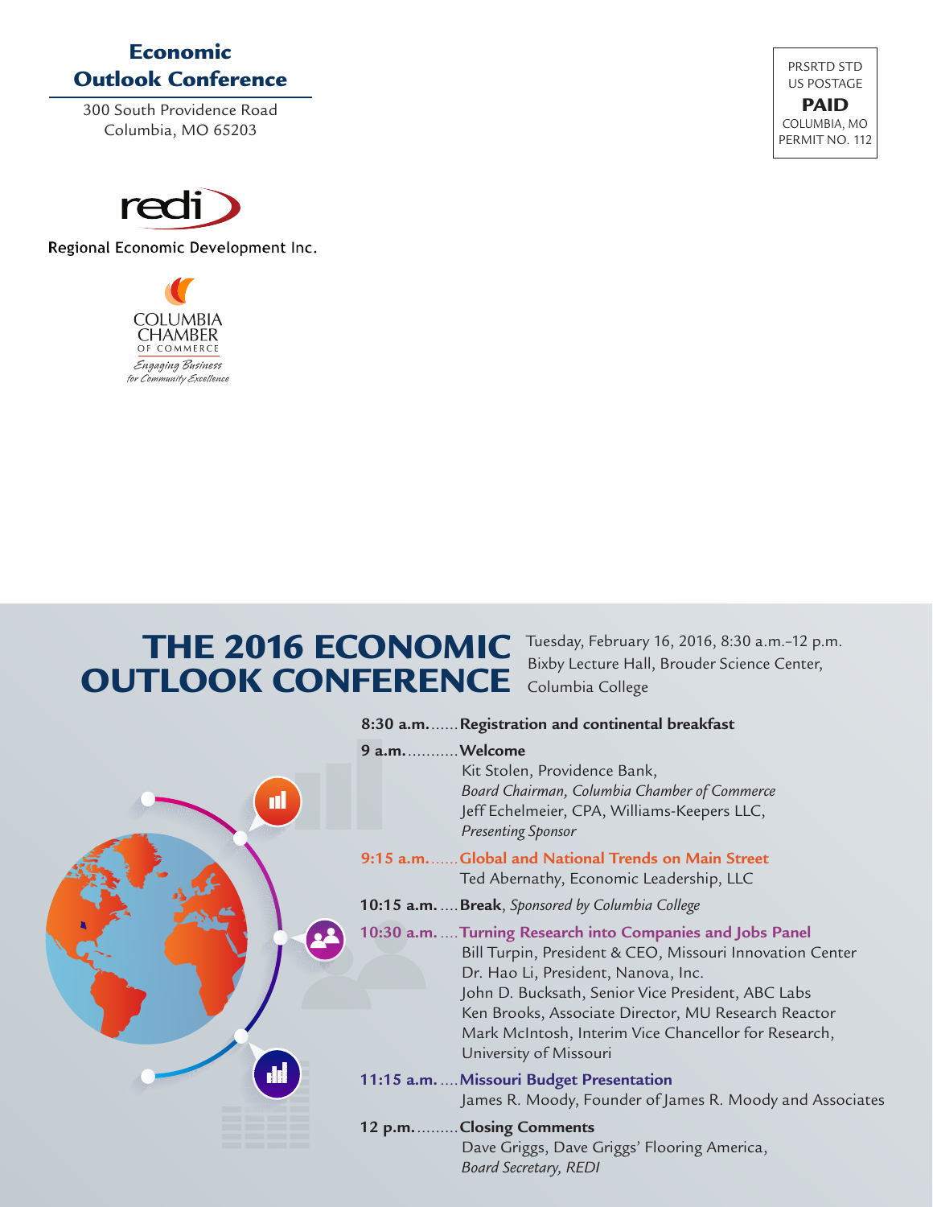**Economic Outlook Conference**

300 South Providence Road
Columbia, MO 65203

PRSRTD STD
US POSTAGE
**PAID**
COLUMBIA, MO
PERMIT NO. 112

redi
Regional Economic Development Inc.

COLUMBIA CHAMBER OF COMMERCE
*Engaging Business for Community Excellence*

# THE 2016 ECONOMIC OUTLOOK CONFERENCE

Tuesday, February 16, 2016, 8:30 a.m.–12 p.m.
Bixby Lecture Hall, Brouder Science Center,
Columbia College

**8:30 a.m.**...... **Registration and continental breakfast**

**9 a.m.**........... **Welcome**
Kit Stolen, Providence Bank,
*Board Chairman, Columbia Chamber of Commerce*
Jeff Echelmeier, CPA, Williams-Keepers LLC,
*Presenting Sponsor*

**9:15 a.m.**...... **Global and National Trends on Main Street**
Ted Abernathy, Economic Leadership, LLC

**10:15 a.m.** .... **Break**, *Sponsored by Columbia College*

**10:30 a.m.** .... **Turning Research into Companies and Jobs Panel**
Bill Turpin, President & CEO, Missouri Innovation Center
Dr. Hao Li, President, Nanova, Inc.
John D. Bucksath, Senior Vice President, ABC Labs
Ken Brooks, Associate Director, MU Research Reactor
Mark McIntosh, Interim Vice Chancellor for Research, University of Missouri

**11:15 a.m.** .... **Missouri Budget Presentation**
James R. Moody, Founder of James R. Moody and Associates

**12 p.m.**......... **Closing Comments**
Dave Griggs, Dave Griggs' Flooring America,
*Board Secretary, REDI*